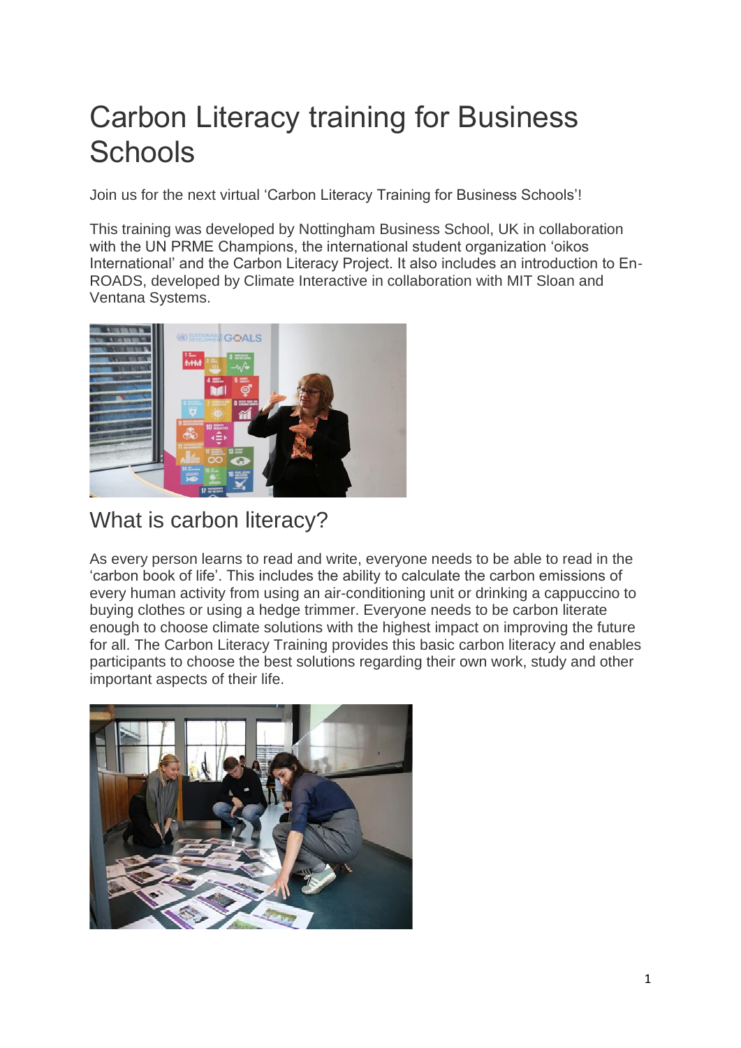# Carbon Literacy training for Business Schools

Join us for the next virtual 'Carbon Literacy Training for Business Schools'!

This training was developed by Nottingham Business School, UK in collaboration with the UN PRME Champions, the international student organization 'oikos International' and the Carbon Literacy Project. It also includes an introduction to En-ROADS, developed by Climate Interactive in collaboration with MIT Sloan and Ventana Systems.

## What is carbon literacy?

As every person learns to read and write, everyone needs to be able to read in the 'carbon book of life'. This includes the ability to calculate the carbon emissions of every human activity from using an air-conditioning unit or drinking a cappuccino to buying clothes or using a hedge trimmer. Everyone needs to be carbon literate enough to choose climate solutions with the highest impact on improving the future for all. The Carbon Literacy Training provides this basic carbon literacy and enables participants to choose the best solutions regarding their own work, study and other important aspects of their life.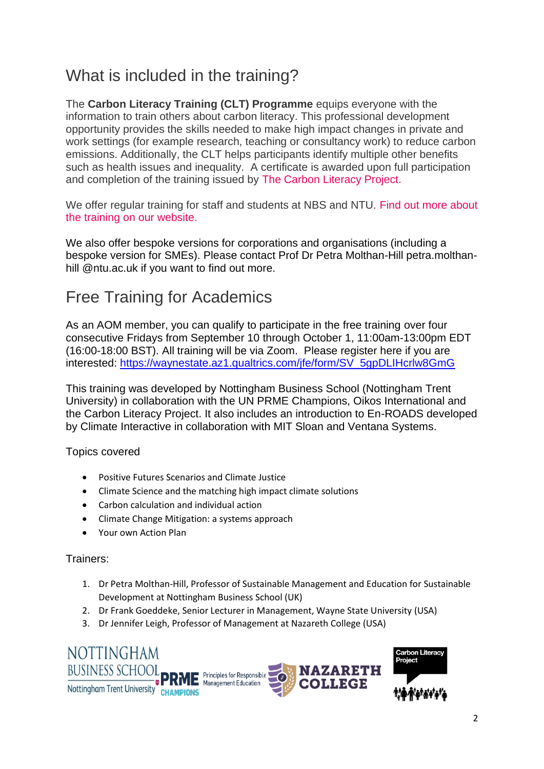## What is included in the training?

The **Carbon Literacy Training (CLT) Programme** equips everyone with the information to train others about carbon literacy. This professional development opportunity provides the skills needed to make high impact changes in private and work settings (for example research, teaching or consultancy work) to reduce carbon emissions. Additionally, the CLT helps participants identify multiple other benefits such as health issues and inequality. A certificate is awarded upon full participation and completion of the training issued by The Carbon Literacy Project.

We offer regular training for staff and students at NBS and NTU. Find out more about the training on our website.

We also offer bespoke versions for corporations and organisations (including a bespoke version for SMEs). Please contact Prof Dr Petra Molthan-Hill petra.molthan-hill @ntu.ac.uk if you want to find out more.

## Free Training for Academics

As an AOM member, you can qualify to participate in the free training over four consecutive Fridays from September 10 through October 1, 11:00am-13:00pm EDT (16:00-18:00 BST). All training will be via Zoom. Please register here if you are interested: https://waynestate.az1.qualtrics.com/jfe/form/SV_5gpDLIHcrlw8GmG

This training was developed by Nottingham Business School (Nottingham Trent University) in collaboration with the UN PRME Champions, Oikos International and the Carbon Literacy Project. It also includes an introduction to En-ROADS developed by Climate Interactive in collaboration with MIT Sloan and Ventana Systems.

Topics covered

- Positive Futures Scenarios and Climate Justice
- Climate Science and the matching high impact climate solutions
- Carbon calculation and individual action
- Climate Change Mitigation: a systems approach
- Your own Action Plan

Trainers:

1. Dr Petra Molthan-Hill, Professor of Sustainable Management and Education for Sustainable Development at Nottingham Business School (UK)
2. Dr Frank Goeddeke, Senior Lecturer in Management, Wayne State University (USA)
3. Dr Jennifer Leigh, Professor of Management at Nazareth College (USA)

NOTTINGHAM BUSINESS SCHOOL
Nottingham Trent University

PRME CHAMPIONS Principles for Responsible Management Education

NAZARETH COLLEGE

Carbon Literacy Project